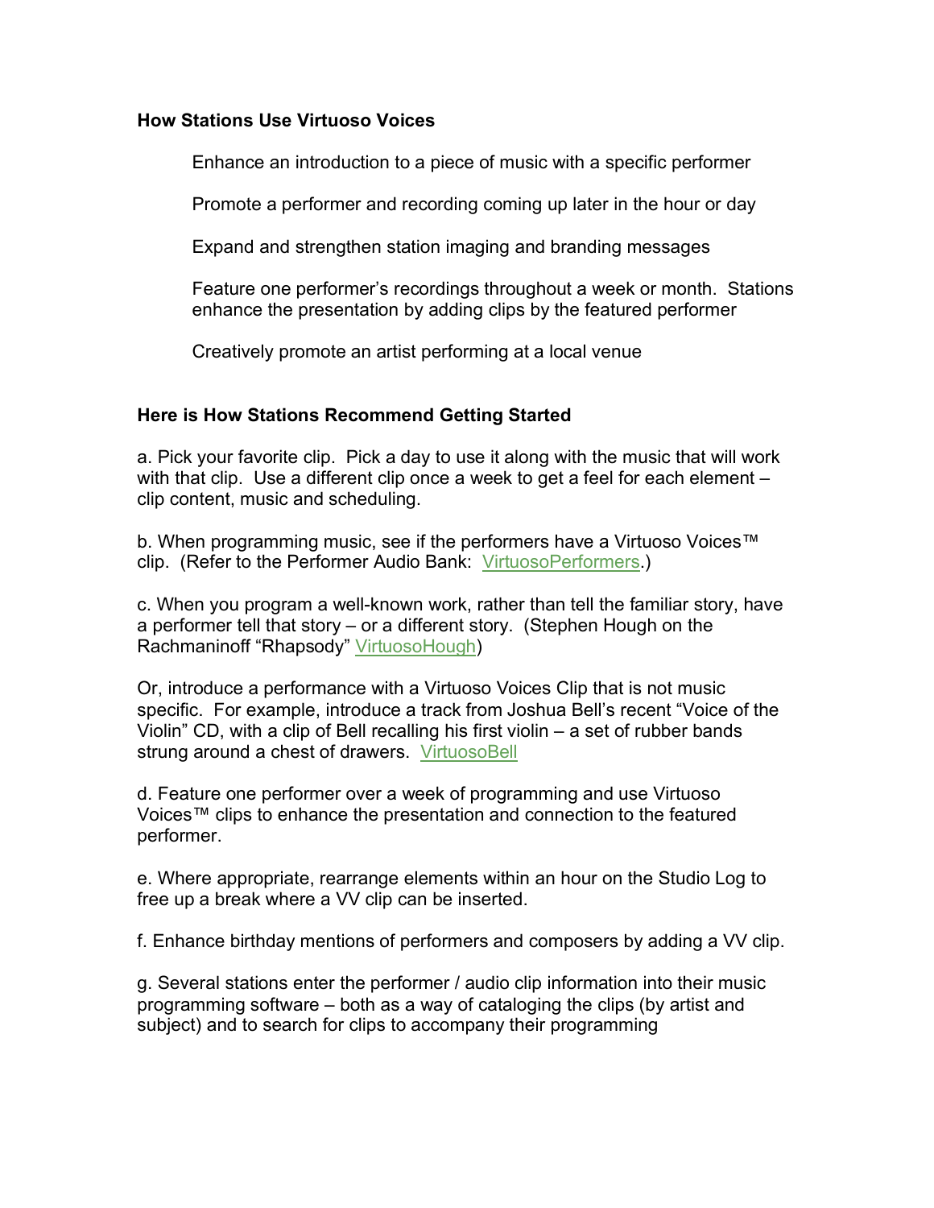**How Stations Use Virtuoso Voices**

Enhance an introduction to a piece of music with a specific performer

Promote a performer and recording coming up later in the hour or day

Expand and strengthen station imaging and branding messages

Feature one performer's recordings throughout a week or month. Stations enhance the presentation by adding clips by the featured performer

Creatively promote an artist performing at a local venue

**Here is How Stations Recommend Getting Started**

a. Pick your favorite clip. Pick a day to use it along with the music that will work with that clip. Use a different clip once a week to get a feel for each element – clip content, music and scheduling.

b. When programming music, see if the performers have a Virtuoso Voices™ clip. (Refer to the Performer Audio Bank: VirtuosoPerformers.)

c. When you program a well-known work, rather than tell the familiar story, have a performer tell that story – or a different story. (Stephen Hough on the Rachmaninoff "Rhapsody" VirtuosoHough)

Or, introduce a performance with a Virtuoso Voices Clip that is not music specific. For example, introduce a track from Joshua Bell's recent "Voice of the Violin" CD, with a clip of Bell recalling his first violin – a set of rubber bands strung around a chest of drawers. VirtuosoBell

d. Feature one performer over a week of programming and use Virtuoso Voices™ clips to enhance the presentation and connection to the featured performer.

e. Where appropriate, rearrange elements within an hour on the Studio Log to free up a break where a VV clip can be inserted.

f. Enhance birthday mentions of performers and composers by adding a VV clip.

g. Several stations enter the performer / audio clip information into their music programming software – both as a way of cataloging the clips (by artist and subject) and to search for clips to accompany their programming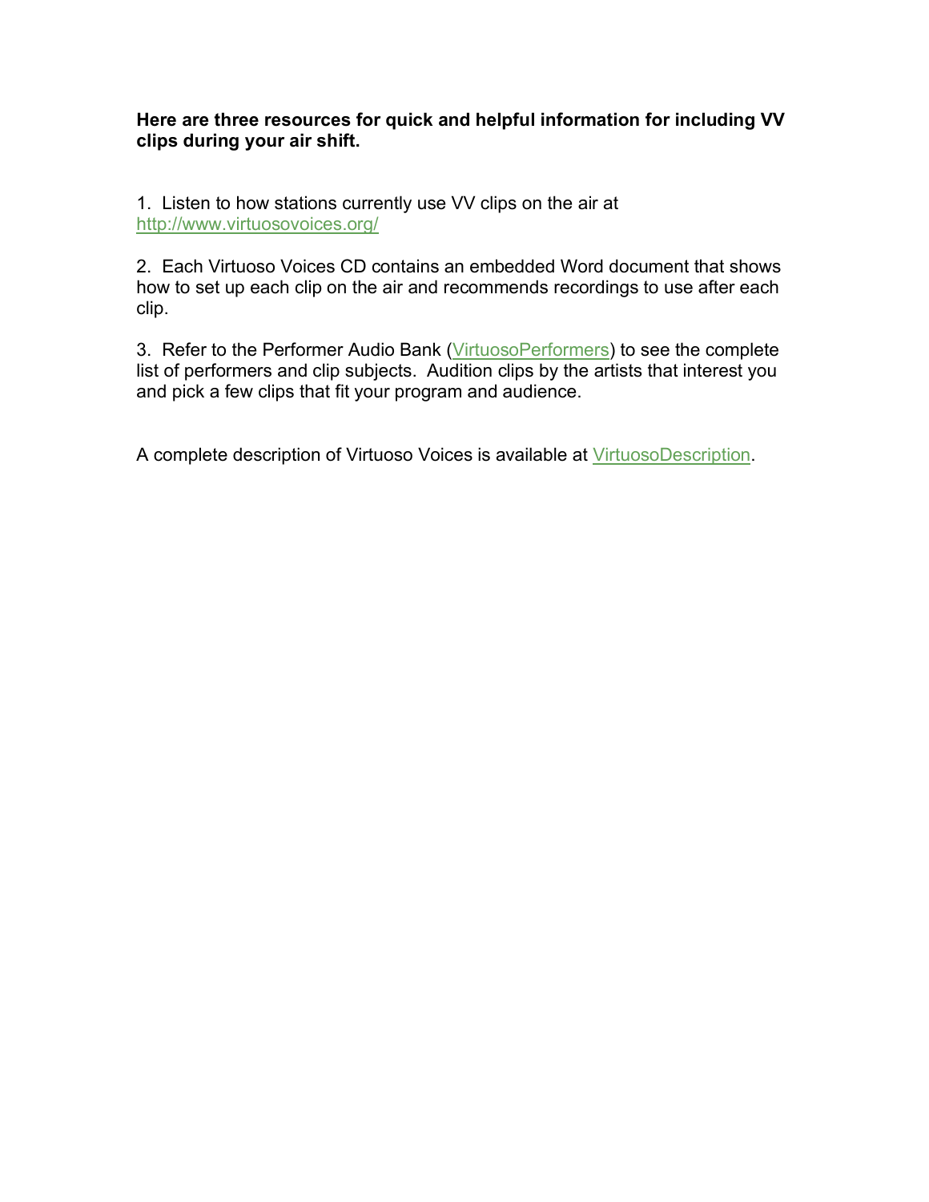**Here are three resources for quick and helpful information for including VV clips during your air shift.**

1. Listen to how stations currently use VV clips on the air at http://www.virtuosovoices.org/

2. Each Virtuoso Voices CD contains an embedded Word document that shows how to set up each clip on the air and recommends recordings to use after each clip.

3. Refer to the Performer Audio Bank (VirtuosoPerformers) to see the complete list of performers and clip subjects. Audition clips by the artists that interest you and pick a few clips that fit your program and audience.

A complete description of Virtuoso Voices is available at VirtuosoDescription.